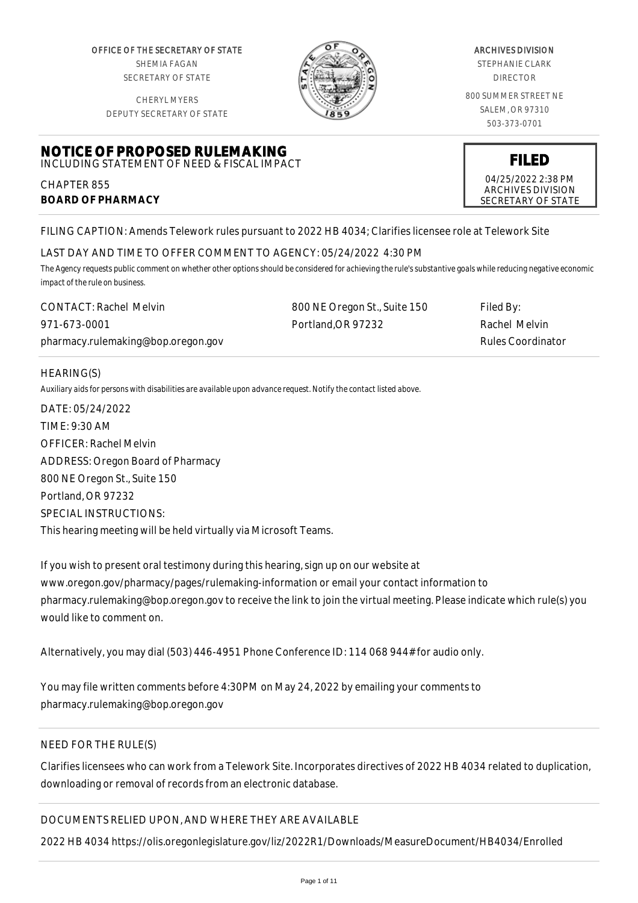OFFICE OF THE SECRETARY OF STATE
SHEMIA FAGAN
SECRETARY OF STATE

CHERYL MYERS
DEPUTY SECRETARY OF STATE

ARCHIVES DIVISION
STEPHANIE CLARK
DIRECTOR

800 SUMMER STREET NE
SALEM, OR 97310
503-373-0701

# NOTICE OF PROPOSED RULEMAKING

INCLUDING STATEMENT OF NEED & FISCAL IMPACT

**FILED**
04/25/2022 2:38 PM
ARCHIVES DIVISION
SECRETARY OF STATE

CHAPTER 855
**BOARD OF PHARMACY**

FILING CAPTION: Amends Telework rules pursuant to 2022 HB 4034; Clarifies licensee role at Telework Site

LAST DAY AND TIME TO OFFER COMMENT TO AGENCY: 05/24/2022 4:30 PM

*The Agency requests public comment on whether other options should be considered for achieving the rule's substantive goals while reducing negative economic impact of the rule on business.*

CONTACT: Rachel Melvin
971-673-0001
pharmacy.rulemaking@bop.oregon.gov

800 NE Oregon St., Suite 150
Portland,OR 97232

Filed By:
Rachel Melvin
Rules Coordinator

HEARING(S)

*Auxiliary aids for persons with disabilities are available upon advance request. Notify the contact listed above.*

DATE: 05/24/2022
TIME: 9:30 AM
OFFICER: Rachel Melvin
ADDRESS: Oregon Board of Pharmacy
800 NE Oregon St., Suite 150
Portland, OR 97232
SPECIAL INSTRUCTIONS:
This hearing meeting will be held virtually via Microsoft Teams.

If you wish to present oral testimony during this hearing, sign up on our website at www.oregon.gov/pharmacy/pages/rulemaking-information or email your contact information to pharmacy.rulemaking@bop.oregon.gov to receive the link to join the virtual meeting. Please indicate which rule(s) you would like to comment on.

Alternatively, you may dial (503) 446-4951 Phone Conference ID: 114 068 944# for audio only.

You may file written comments before 4:30PM on May 24, 2022 by emailing your comments to pharmacy.rulemaking@bop.oregon.gov

NEED FOR THE RULE(S)

Clarifies licensees who can work from a Telework Site. Incorporates directives of 2022 HB 4034 related to duplication, downloading or removal of records from an electronic database.

DOCUMENTS RELIED UPON, AND WHERE THEY ARE AVAILABLE

2022 HB 4034 https://olis.oregonlegislature.gov/liz/2022R1/Downloads/MeasureDocument/HB4034/Enrolled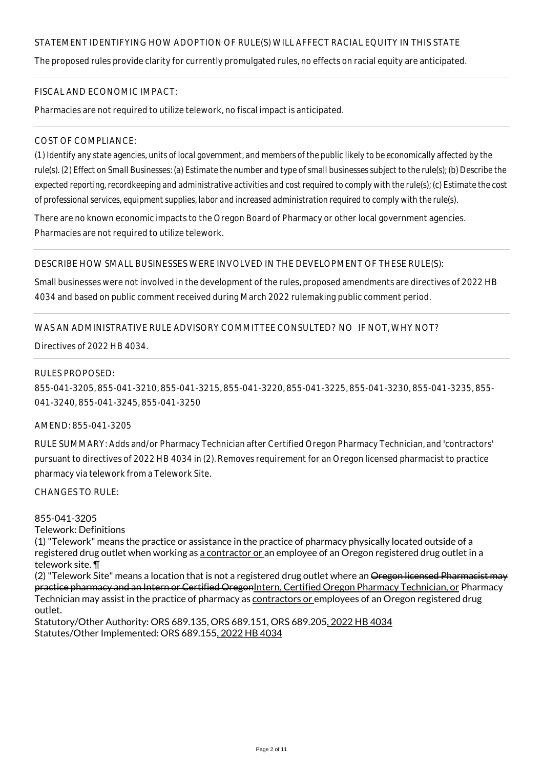STATEMENT IDENTIFYING HOW ADOPTION OF RULE(S) WILL AFFECT RACIAL EQUITY IN THIS STATE

The proposed rules provide clarity for currently promulgated rules, no effects on racial equity are anticipated.

FISCAL AND ECONOMIC IMPACT:

Pharmacies are not required to utilize telework, no fiscal impact is anticipated.

COST OF COMPLIANCE:

*(1) Identify any state agencies, units of local government, and members of the public likely to be economically affected by the rule(s). (2) Effect on Small Businesses: (a) Estimate the number and type of small businesses subject to the rule(s); (b) Describe the expected reporting, recordkeeping and administrative activities and cost required to comply with the rule(s); (c) Estimate the cost of professional services, equipment supplies, labor and increased administration required to comply with the rule(s).*

There are no known economic impacts to the Oregon Board of Pharmacy or other local government agencies. Pharmacies are not required to utilize telework.

DESCRIBE HOW SMALL BUSINESSES WERE INVOLVED IN THE DEVELOPMENT OF THESE RULE(S):

Small businesses were not involved in the development of the rules, proposed amendments are directives of 2022 HB 4034 and based on public comment received during March 2022 rulemaking public comment period.

WAS AN ADMINISTRATIVE RULE ADVISORY COMMITTEE CONSULTED? NO IF NOT, WHY NOT?

Directives of 2022 HB 4034.

RULES PROPOSED:

855-041-3205, 855-041-3210, 855-041-3215, 855-041-3220, 855-041-3225, 855-041-3230, 855-041-3235, 855-041-3240, 855-041-3245, 855-041-3250

AMEND: 855-041-3205

RULE SUMMARY: Adds and/or Pharmacy Technician after Certified Oregon Pharmacy Technician, and 'contractors' pursuant to directives of 2022 HB 4034 in (2). Removes requirement for an Oregon licensed pharmacist to practice pharmacy via telework from a Telework Site.

CHANGES TO RULE:

855-041-3205
Telework: Definitions

(1) "Telework" means the practice or assistance in the practice of pharmacy physically located outside of a registered drug outlet when working as a contractor or an employee of an Oregon registered drug outlet in a telework site. ¶

(2) "Telework Site" means a location that is not a registered drug outlet where an ~~Oregon licensed Pharmacist may practice pharmacy and an Intern or Certified Oregon~~Intern, Certified Oregon Pharmacy Technician, or Pharmacy Technician may assist in the practice of pharmacy as contractors or employees of an Oregon registered drug outlet.

Statutory/Other Authority: ORS 689.135, ORS 689.151, ORS 689.205, 2022 HB 4034
Statutes/Other Implemented: ORS 689.155, 2022 HB 4034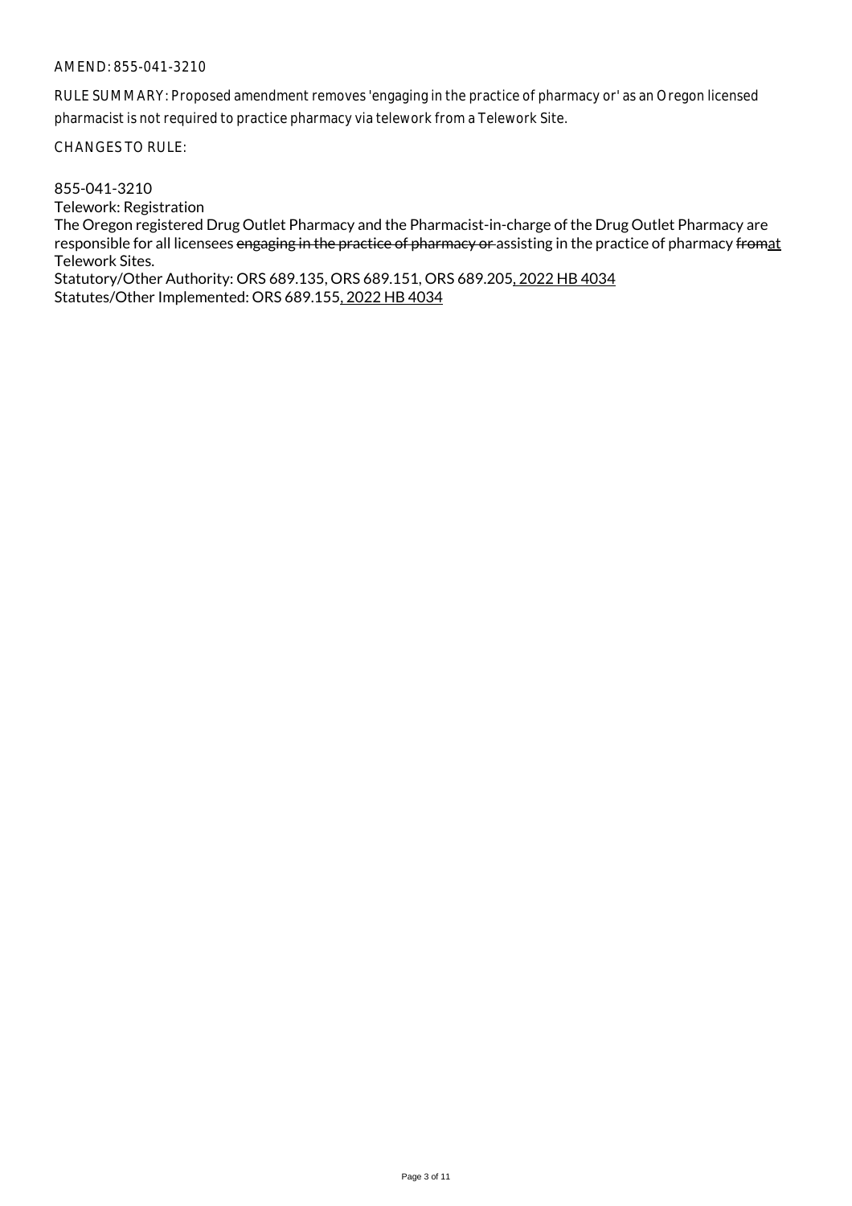AMEND: 855-041-3210

RULE SUMMARY: Proposed amendment removes 'engaging in the practice of pharmacy or' as an Oregon licensed pharmacist is not required to practice pharmacy via telework from a Telework Site.

CHANGES TO RULE:

855-041-3210
Telework: Registration
The Oregon registered Drug Outlet Pharmacy and the Pharmacist-in-charge of the Drug Outlet Pharmacy are responsible for all licensees ~~engaging in the practice of pharmacy or~~ assisting in the practice of pharmacy ~~from~~at Telework Sites.
Statutory/Other Authority: ORS 689.135, ORS 689.151, ORS 689.205, 2022 HB 4034
Statutes/Other Implemented: ORS 689.155, 2022 HB 4034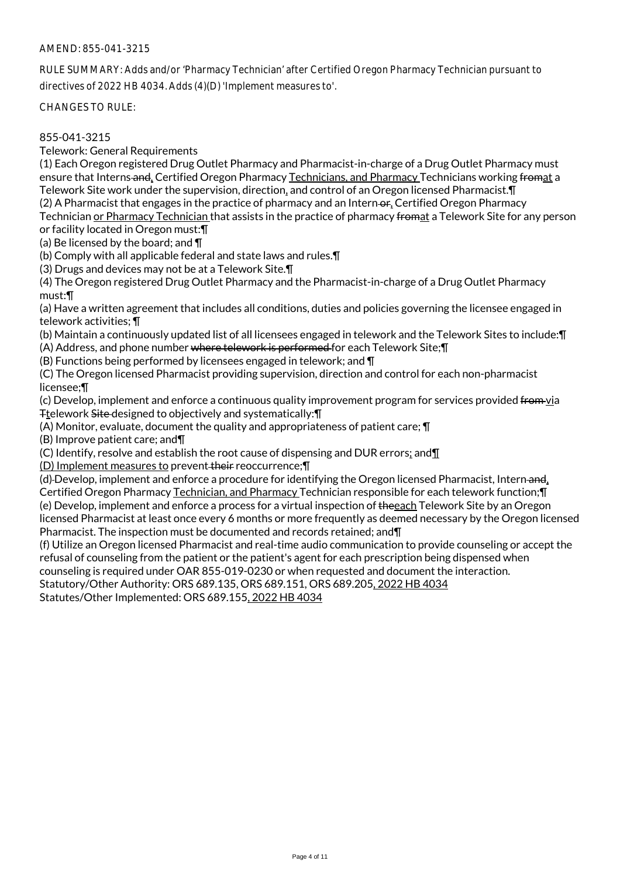AMEND: 855-041-3215

RULE SUMMARY: Adds and/or 'Pharmacy Technician' after Certified Oregon Pharmacy Technician pursuant to directives of 2022 HB 4034. Adds (4)(D) 'Implement measures to'.

CHANGES TO RULE:

855-041-3215
Telework: General Requirements

(1) Each Oregon registered Drug Outlet Pharmacy and Pharmacist-in-charge of a Drug Outlet Pharmacy must ensure that Interns~~ and~~<u>,</u> Certified Oregon Pharmacy <u>Technicians, and Pharmacy </u>Technicians working ~~from~~<u>at</u> a Telework Site work under the supervision, direction<u>,</u> and control of an Oregon licensed Pharmacist.¶

(2) A Pharmacist that engages in the practice of pharmacy and an Intern~~ or~~<u>,</u> Certified Oregon Pharmacy Technician <u>or Pharmacy Technician </u>that assists in the practice of pharmacy ~~from~~<u>at</u> a Telework Site for any person or facility located in Oregon must:¶

(a) Be licensed by the board; and ¶

(b) Comply with all applicable federal and state laws and rules.¶

(3) Drugs and devices may not be at a Telework Site.¶

(4) The Oregon registered Drug Outlet Pharmacy and the Pharmacist-in-charge of a Drug Outlet Pharmacy must:¶

(a) Have a written agreement that includes all conditions, duties and policies governing the licensee engaged in telework activities; ¶

(b) Maintain a continuously updated list of all licensees engaged in telework and the Telework Sites to include:¶

(A) Address, and phone number ~~where telework is performed ~~for each Telework Site;¶

(B) Functions being performed by licensees engaged in telework; and ¶

(C) The Oregon licensed Pharmacist providing supervision, direction and control for each non-pharmacist licensee;¶

(c) Develop, implement and enforce a continuous quality improvement program for services provided ~~from ~~<u>vi</u>a ~~T~~<u>t</u>elework ~~Site ~~designed to objectively and systematically:¶

(A) Monitor, evaluate, document the quality and appropriateness of patient care; ¶

(B) Improve patient care; and¶

(C) Identify, resolve and establish the root cause of dispensing and DUR errors<u>; and</u>¶

<u>(D) Implement measures to</u> prevent~~ their~~ reoccurrence;¶

(d)~~ ~~Develop, implement and enforce a procedure for identifying the Oregon licensed Pharmacist, Intern~~ and~~<u>,</u> Certified Oregon Pharmacy <u>Technician, and Pharmacy </u>Technician responsible for each telework function;¶

(e) Develop, implement and enforce a process for a virtual inspection of ~~the~~<u>each</u> Telework Site by an Oregon licensed Pharmacist at least once every 6 months or more frequently as deemed necessary by the Oregon licensed Pharmacist. The inspection must be documented and records retained; and¶

(f) Utilize an Oregon licensed Pharmacist and real-time audio communication to provide counseling or accept the refusal of counseling from the patient or the patient's agent for each prescription being dispensed when counseling is required under OAR 855-019-0230 or when requested and document the interaction.

Statutory/Other Authority: ORS 689.135, ORS 689.151, ORS 689.205<u>, 2022 HB 4034</u>

Statutes/Other Implemented: ORS 689.155<u>, 2022 HB 4034</u>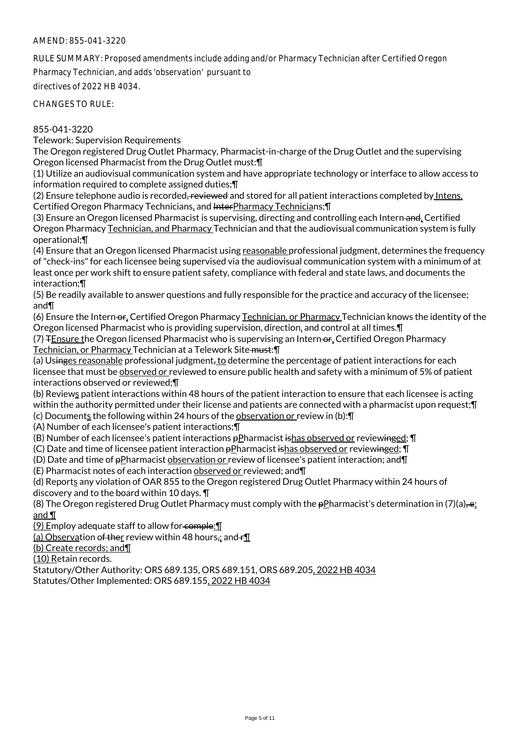AMEND: 855-041-3220

RULE SUMMARY: Proposed amendments include adding and/or Pharmacy Technician after Certified Oregon Pharmacy Technician, and adds 'observation' pursuant to directives of 2022 HB 4034.

CHANGES TO RULE:

855-041-3220
Telework: Supervision Requirements
The Oregon registered Drug Outlet Pharmacy, Pharmacist-in-charge of the Drug Outlet and the supervising Oregon licensed Pharmacist from the Drug Outlet must:¶
(1) Utilize an audiovisual communication system and have appropriate technology or interface to allow access to information required to complete assigned duties;¶
(2) Ensure telephone audio is recorded, reviewed and stored for all patient interactions completed by Intens, Certified Oregon Pharmacy Technicians, and InterPharmacy Technicians;¶
(3) Ensure an Oregon licensed Pharmacist is supervising, directing and controlling each Intern and, Certified Oregon Pharmacy Technician, and Pharmacy Technician and that the audiovisual communication system is fully operational;¶
(4) Ensure that an Oregon licensed Pharmacist using reasonable professional judgment, determines the frequency of "check-ins" for each licensee being supervised via the audiovisual communication system with a minimum of at least once per work shift to ensure patient safety, compliance with federal and state laws, and documents the interaction;¶
(5) Be readily available to answer questions and fully responsible for the practice and accuracy of the licensee; and¶
(6) Ensure the Intern or, Certified Oregon Pharmacy Technician, or Pharmacy Technician knows the identity of the Oregon licensed Pharmacist who is providing supervision, direction, and control at all times.¶
(7) TEnsure the Oregon licensed Pharmacist who is supervising an Intern or, Certified Oregon Pharmacy Technician, or Pharmacy Technician at a Telework Site must:¶
(a) Usinges reasonable professional judgment, to determine the percentage of patient interactions for each licensee that must be observed or reviewed to ensure public health and safety with a minimum of 5% of patient interactions observed or reviewed;¶
(b) Reviews patient interactions within 48 hours of the patient interaction to ensure that each licensee is acting within the authority permitted under their license and patients are connected with a pharmacist upon request;¶
(c) Documents the following within 24 hours of the observation or review in (b):¶
(A) Number of each licensee's patient interactions;¶
(B) Number of each licensee's patient interactions pPharmacist ishas observed or reviewinged; ¶
(C) Date and time of licensee patient interaction pPharmacist ishas observed or reviewinged; ¶
(D) Date and time of pPharmacist observation or review of licensee's patient interaction; and¶
(E) Pharmacist notes of each interaction observed or reviewed; and¶
(d) Reports any violation of OAR 855 to the Oregon registered Drug Outlet Pharmacy within 24 hours of discovery and to the board within 10 days. ¶
(8) The Oregon registered Drug Outlet Pharmacy must comply with the pPharmacist's determination in (7)(a), e; and ¶
(9) Employ adequate staff to allow for comple:¶
(a) Observation of ther review within 48 hours,; and r¶
(b) Create records; and¶
(10) Retain records.
Statutory/Other Authority: ORS 689.135, ORS 689.151, ORS 689.205, 2022 HB 4034
Statutes/Other Implemented: ORS 689.155, 2022 HB 4034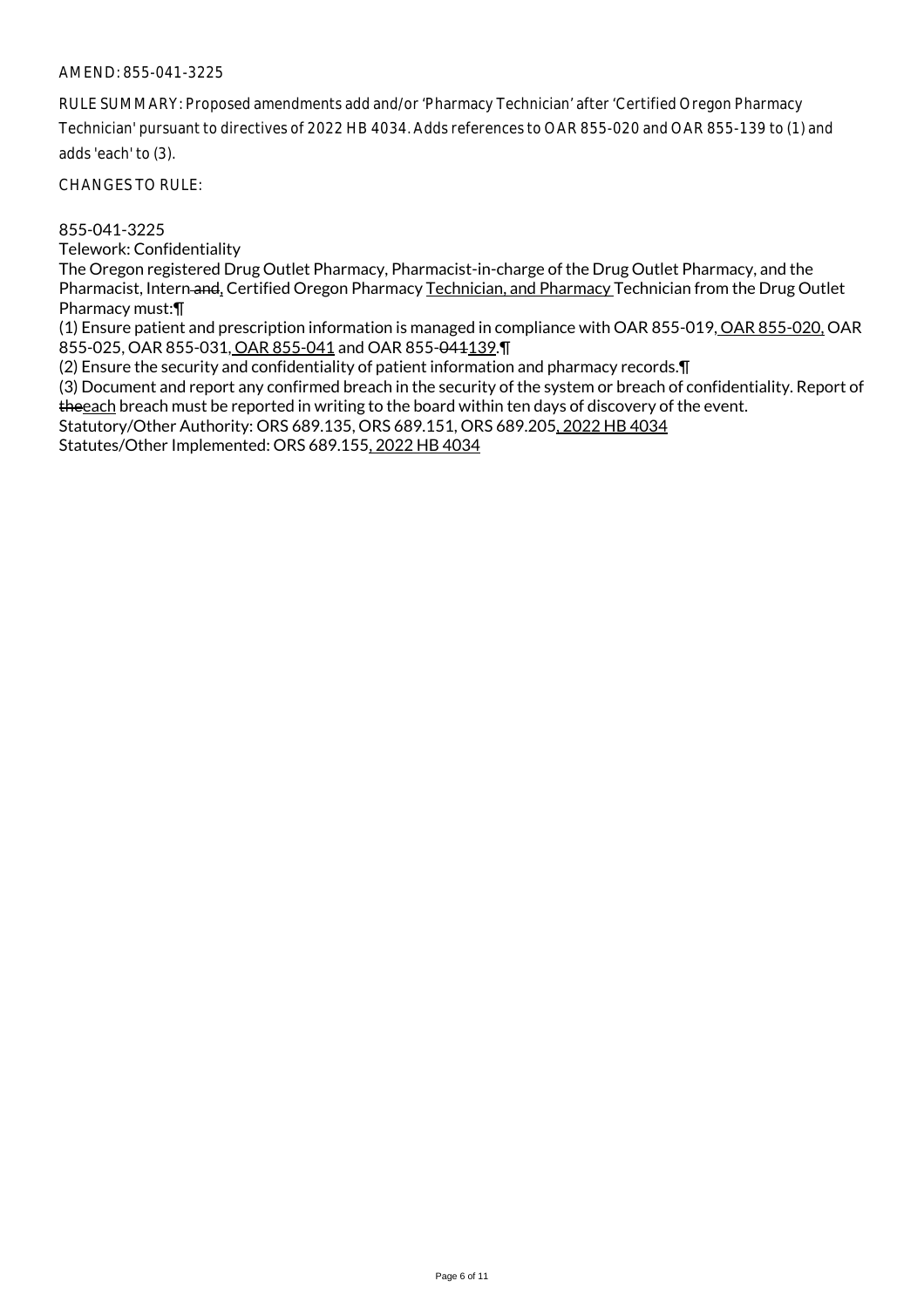AMEND: 855-041-3225

RULE SUMMARY: Proposed amendments add and/or 'Pharmacy Technician' after 'Certified Oregon Pharmacy Technician' pursuant to directives of 2022 HB 4034. Adds references to OAR 855-020 and OAR 855-139 to (1) and adds 'each' to (3).

CHANGES TO RULE:

855-041-3225
Telework: Confidentiality
The Oregon registered Drug Outlet Pharmacy, Pharmacist-in-charge of the Drug Outlet Pharmacy, and the Pharmacist, Intern ~~and~~, Certified Oregon Pharmacy <u>Technician, and Pharmacy</u> Technician from the Drug Outlet Pharmacy must:¶
(1) Ensure patient and prescription information is managed in compliance with OAR 855-019<u>, OAR 855-020,</u> OAR 855-025, OAR 855-031<u>, OAR 855-041</u> and OAR 855-~~041~~<u>139</u>.¶
(2) Ensure the security and confidentiality of patient information and pharmacy records.¶
(3) Document and report any confirmed breach in the security of the system or breach of confidentiality. Report of ~~the~~<u>each</u> breach must be reported in writing to the board within ten days of discovery of the event.
Statutory/Other Authority: ORS 689.135, ORS 689.151, ORS 689.205<u>, 2022 HB 4034</u>
Statutes/Other Implemented: ORS 689.155<u>, 2022 HB 4034</u>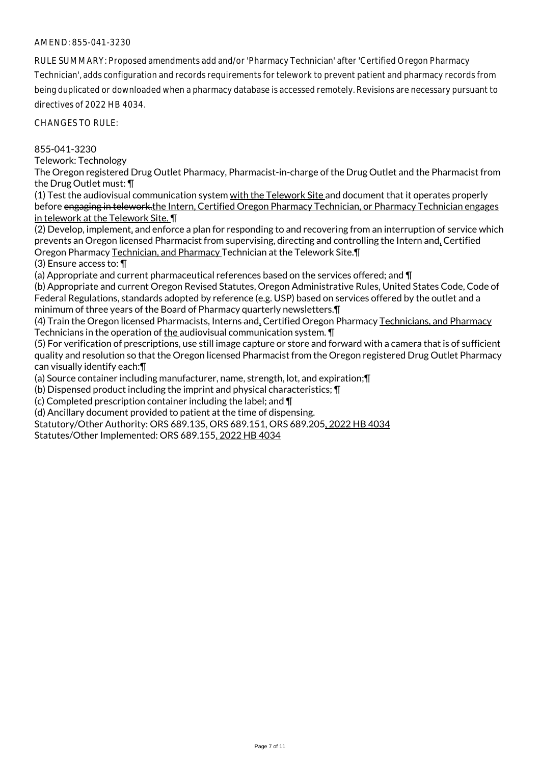AMEND: 855-041-3230

RULE SUMMARY: Proposed amendments add and/or 'Pharmacy Technician' after 'Certified Oregon Pharmacy Technician', adds configuration and records requirements for telework to prevent patient and pharmacy records from being duplicated or downloaded when a pharmacy database is accessed remotely. Revisions are necessary pursuant to directives of 2022 HB 4034.

CHANGES TO RULE:

855-041-3230

Telework: Technology

The Oregon registered Drug Outlet Pharmacy, Pharmacist-in-charge of the Drug Outlet and the Pharmacist from the Drug Outlet must: ¶

(1) Test the audiovisual communication system with the Telework Site and document that it operates properly before ~~engaging in telework.~~the Intern, Certified Oregon Pharmacy Technician, or Pharmacy Technician engages in telework at the Telework Site. ¶

(2) Develop, implement, and enforce a plan for responding to and recovering from an interruption of service which prevents an Oregon licensed Pharmacist from supervising, directing and controlling the Intern ~~and~~, Certified Oregon Pharmacy Technician, and Pharmacy Technician at the Telework Site.¶

(3) Ensure access to: ¶

(a) Appropriate and current pharmaceutical references based on the services offered; and ¶

(b) Appropriate and current Oregon Revised Statutes, Oregon Administrative Rules, United States Code, Code of Federal Regulations, standards adopted by reference (e.g. USP) based on services offered by the outlet and a minimum of three years of the Board of Pharmacy quarterly newsletters.¶

(4) Train the Oregon licensed Pharmacists, Interns ~~and~~, Certified Oregon Pharmacy Technicians, and Pharmacy Technicians in the operation of the audiovisual communication system. ¶

(5) For verification of prescriptions, use still image capture or store and forward with a camera that is of sufficient quality and resolution so that the Oregon licensed Pharmacist from the Oregon registered Drug Outlet Pharmacy can visually identify each:¶

(a) Source container including manufacturer, name, strength, lot, and expiration;¶

(b) Dispensed product including the imprint and physical characteristics; ¶

(c) Completed prescription container including the label; and ¶

(d) Ancillary document provided to patient at the time of dispensing.

Statutory/Other Authority: ORS 689.135, ORS 689.151, ORS 689.205, 2022 HB 4034

Statutes/Other Implemented: ORS 689.155, 2022 HB 4034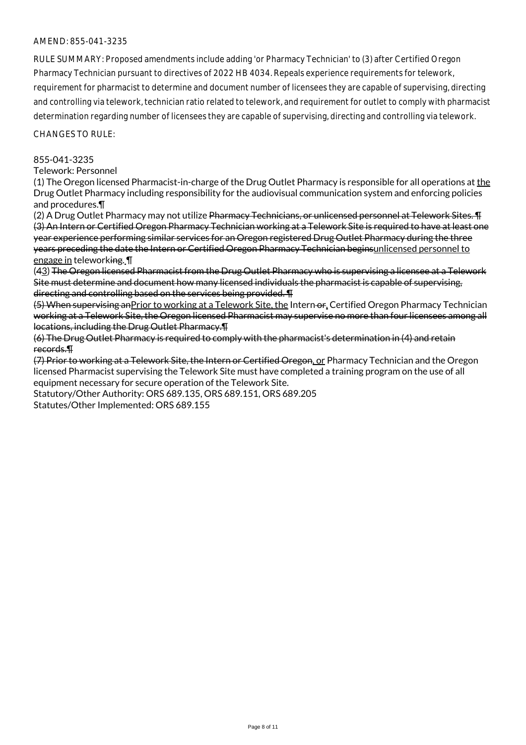AMEND: 855-041-3235

RULE SUMMARY: Proposed amendments include adding 'or Pharmacy Technician' to (3) after Certified Oregon Pharmacy Technician pursuant to directives of 2022 HB 4034. Repeals experience requirements for telework, requirement for pharmacist to determine and document number of licensees they are capable of supervising, directing and controlling via telework, technician ratio related to telework, and requirement for outlet to comply with pharmacist determination regarding number of licensees they are capable of supervising, directing and controlling via telework.

CHANGES TO RULE:

855-041-3235

Telework: Personnel

(1) The Oregon licensed Pharmacist-in-charge of the Drug Outlet Pharmacy is responsible for all operations at the Drug Outlet Pharmacy including responsibility for the audiovisual communication system and enforcing policies and procedures.¶

(2) A Drug Outlet Pharmacy may not utilize ~~Pharmacy Technicians, or unlicensed personnel at Telework Sites. ¶ (3) An Intern or Certified Oregon Pharmacy Technician working at a Telework Site is required to have at least one year experience performing similar services for an Oregon registered Drug Outlet Pharmacy during the three years preceding the date the Intern or Certified Oregon Pharmacy Technician begins~~unlicensed personnel to engage in teleworking~~ing~~. ¶

(~~4~~3) ~~The Oregon licensed Pharmacist from the Drug Outlet Pharmacy who is supervising a licensee at a Telework Site must determine and document how many licensed individuals the pharmacist is capable of supervising, directing and controlling based on the services being provided. ¶~~

~~(5) When supervising an~~Prior to working at a Telework Site, the Intern ~~or~~, Certified Oregon Pharmacy Technician ~~working at a Telework Site, the Oregon licensed Pharmacist may supervise no more than four licensees among all locations, including the Drug Outlet Pharmacy.¶~~

~~(6) The Drug Outlet Pharmacy is required to comply with the pharmacist's determination in (4) and retain records.¶~~

~~(7) Prior to working at a Telework Site, the Intern or Certified Oregon~~, or Pharmacy Technician and the Oregon licensed Pharmacist supervising the Telework Site must have completed a training program on the use of all equipment necessary for secure operation of the Telework Site.

Statutory/Other Authority: ORS 689.135, ORS 689.151, ORS 689.205

Statutes/Other Implemented: ORS 689.155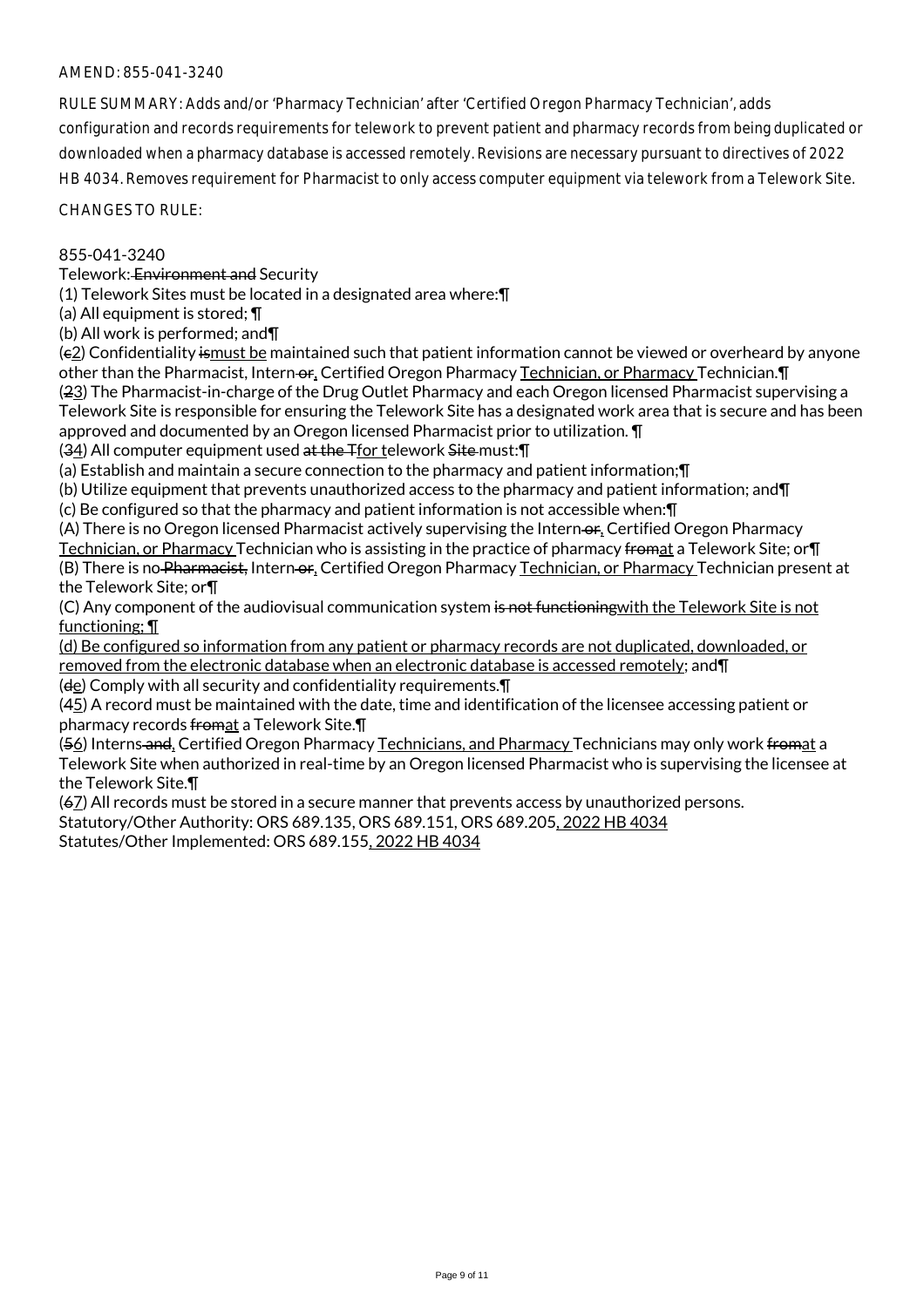AMEND: 855-041-3240

RULE SUMMARY: Adds and/or 'Pharmacy Technician' after 'Certified Oregon Pharmacy Technician', adds configuration and records requirements for telework to prevent patient and pharmacy records from being duplicated or downloaded when a pharmacy database is accessed remotely. Revisions are necessary pursuant to directives of 2022 HB 4034. Removes requirement for Pharmacist to only access computer equipment via telework from a Telework Site.

CHANGES TO RULE:

855-041-3240
Telework: ~~Environment and~~ Security
(1) Telework Sites must be located in a designated area where:¶
(a) All equipment is stored; ¶
(b) All work is performed; and¶
(~~c~~<u>2</u>) Confidentiality ~~is~~<u>must be</u> maintained such that patient information cannot be viewed or overheard by anyone other than the Pharmacist, Intern~~ or~~<u>,</u> Certified Oregon Pharmacy <u>Technician, or Pharmacy </u>Technician.¶
(~~2~~<u>3</u>) The Pharmacist-in-charge of the Drug Outlet Pharmacy and each Oregon licensed Pharmacist supervising a Telework Site is responsible for ensuring the Telework Site has a designated work area that is secure and has been approved and documented by an Oregon licensed Pharmacist prior to utilization. ¶
(~~3~~<u>4</u>) All computer equipment used ~~at the T~~<u>for t</u>elework ~~Site~~ must:¶
(a) Establish and maintain a secure connection to the pharmacy and patient information;¶
(b) Utilize equipment that prevents unauthorized access to the pharmacy and patient information; and¶
(c) Be configured so that the pharmacy and patient information is not accessible when:¶
(A) There is no Oregon licensed Pharmacist actively supervising the Intern~~ or~~<u>,</u> Certified Oregon Pharmacy <u>Technician, or Pharmacy </u>Technician who is assisting in the practice of pharmacy ~~from~~<u>at</u> a Telework Site; or¶
(B) There is no~~ Pharmacist,~~ Intern~~ or~~<u>,</u> Certified Oregon Pharmacy <u>Technician, or Pharmacy </u>Technician present at the Telework Site; or¶
(C) Any component of the audiovisual communication system ~~is not functioning~~<u>with the Telework Site is not functioning; ¶</u>
<u>(d) Be configured so information from any patient or pharmacy records are not duplicated, downloaded, or removed from the electronic database when an electronic database is accessed remotely</u>; and¶
(~~d~~<u>e</u>) Comply with all security and confidentiality requirements.¶
(~~4~~<u>5</u>) A record must be maintained with the date, time and identification of the licensee accessing patient or pharmacy records ~~from~~<u>at</u> a Telework Site.¶
(~~5~~<u>6</u>) Interns~~ and~~<u>,</u> Certified Oregon Pharmacy <u>Technicians, and Pharmacy </u>Technicians may only work ~~from~~<u>at</u> a Telework Site when authorized in real-time by an Oregon licensed Pharmacist who is supervising the licensee at the Telework Site.¶
(~~6~~<u>7</u>) All records must be stored in a secure manner that prevents access by unauthorized persons.
Statutory/Other Authority: ORS 689.135, ORS 689.151, ORS 689.205<u>, 2022 HB 4034</u>
Statutes/Other Implemented: ORS 689.155<u>, 2022 HB 4034</u>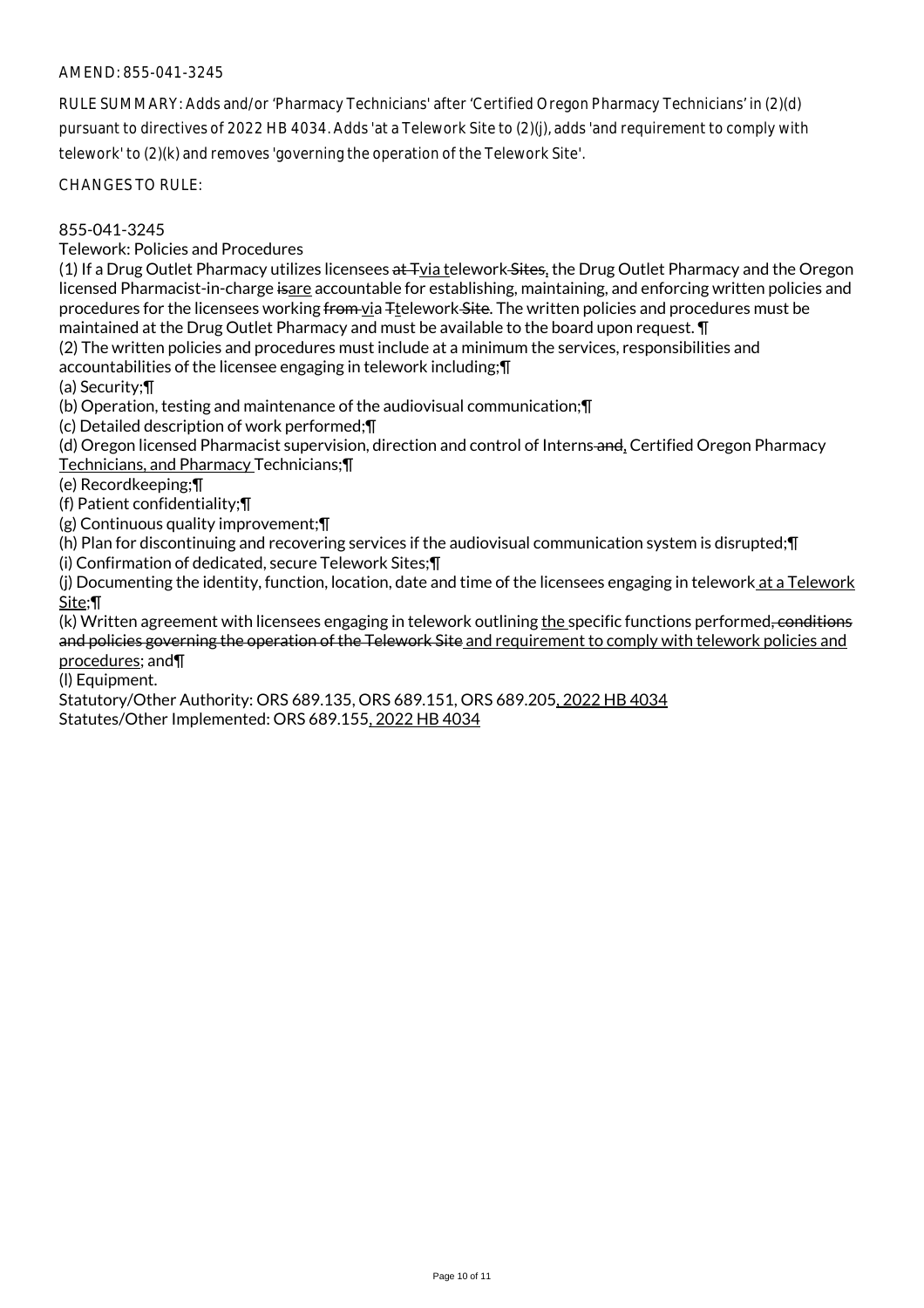AMEND: 855-041-3245

RULE SUMMARY: Adds and/or 'Pharmacy Technicians' after 'Certified Oregon Pharmacy Technicians' in (2)(d) pursuant to directives of 2022 HB 4034. Adds 'at a Telework Site to (2)(j), adds 'and requirement to comply with telework' to (2)(k) and removes 'governing the operation of the Telework Site'.

CHANGES TO RULE:

855-041-3245
Telework: Policies and Procedures

(1) If a Drug Outlet Pharmacy utilizes licensees ~~at T~~via telework ~~Sites~~, the Drug Outlet Pharmacy and the Oregon licensed Pharmacist-in-charge ~~is~~are accountable for establishing, maintaining, and enforcing written policies and procedures for the licensees working ~~from~~ via ~~T~~telework ~~Site~~. The written policies and procedures must be maintained at the Drug Outlet Pharmacy and must be available to the board upon request. ¶

(2) The written policies and procedures must include at a minimum the services, responsibilities and accountabilities of the licensee engaging in telework including;¶

(a) Security;¶

(b) Operation, testing and maintenance of the audiovisual communication;¶

(c) Detailed description of work performed;¶

(d) Oregon licensed Pharmacist supervision, direction and control of Interns ~~and~~, Certified Oregon Pharmacy Technicians, and Pharmacy Technicians;¶

(e) Recordkeeping;¶

(f) Patient confidentiality;¶

(g) Continuous quality improvement;¶

(h) Plan for discontinuing and recovering services if the audiovisual communication system is disrupted;¶

(i) Confirmation of dedicated, secure Telework Sites;¶

(j) Documenting the identity, function, location, date and time of the licensees engaging in telework at a Telework Site;¶

(k) Written agreement with licensees engaging in telework outlining the specific functions performed~~, conditions and policies governing the operation of the Telework Site~~ and requirement to comply with telework policies and procedures; and¶

(l) Equipment.

Statutory/Other Authority: ORS 689.135, ORS 689.151, ORS 689.205, 2022 HB 4034
Statutes/Other Implemented: ORS 689.155, 2022 HB 4034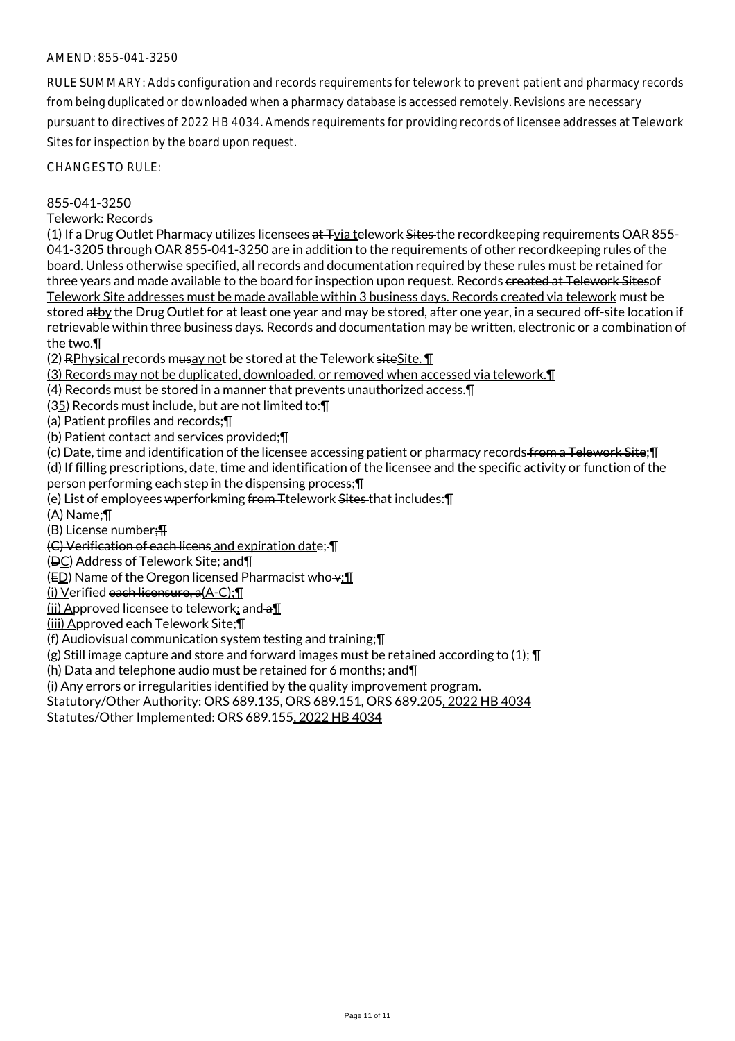AMEND: 855-041-3250

RULE SUMMARY: Adds configuration and records requirements for telework to prevent patient and pharmacy records from being duplicated or downloaded when a pharmacy database is accessed remotely. Revisions are necessary pursuant to directives of 2022 HB 4034. Amends requirements for providing records of licensee addresses at Telework Sites for inspection by the board upon request.

CHANGES TO RULE:

855-041-3250
Telework: Records

(1) If a Drug Outlet Pharmacy utilizes licensees at Tvia telework Sites the recordkeeping requirements OAR 855-041-3205 through OAR 855-041-3250 are in addition to the requirements of other recordkeeping rules of the board. Unless otherwise specified, all records and documentation required by these rules must be retained for three years and made available to the board for inspection upon request. Records created at Telework Sitesof Telework Site addresses must be made available within 3 business days. Records created via telework must be stored atby the Drug Outlet for at least one year and may be stored, after one year, in a secured off-site location if retrievable within three business days. Records and documentation may be written, electronic or a combination of the two.¶

(2) RPhysical records musay not be stored at the Telework siteSite. ¶

(3) Records may not be duplicated, downloaded, or removed when accessed via telework.¶

(4) Records must be stored in a manner that prevents unauthorized access.¶

(35) Records must include, but are not limited to:¶

(a) Patient profiles and records;¶

(b) Patient contact and services provided;¶

(c) Date, time and identification of the licensee accessing patient or pharmacy records from a Telework Site;¶

(d) If filling prescriptions, date, time and identification of the licensee and the specific activity or function of the person performing each step in the dispensing process;¶

(e) List of employees wperforkming from Ttelework Sites that includes:¶

(A) Name;¶

(B) License number;¶

(C) Verification of each licens and expiration date;¶

(DC) Address of Telework Site; and¶

(ED) Name of the Oregon licensed Pharmacist who v:¶

(i) Verified each licensure, a(A-C);¶

(ii) Approved licensee to telework; and a¶

(iii) Approved each Telework Site;¶

(f) Audiovisual communication system testing and training;¶

(g) Still image capture and store and forward images must be retained according to (1); ¶

(h) Data and telephone audio must be retained for 6 months; and¶

(i) Any errors or irregularities identified by the quality improvement program.

Statutory/Other Authority: ORS 689.135, ORS 689.151, ORS 689.205, 2022 HB 4034

Statutes/Other Implemented: ORS 689.155, 2022 HB 4034